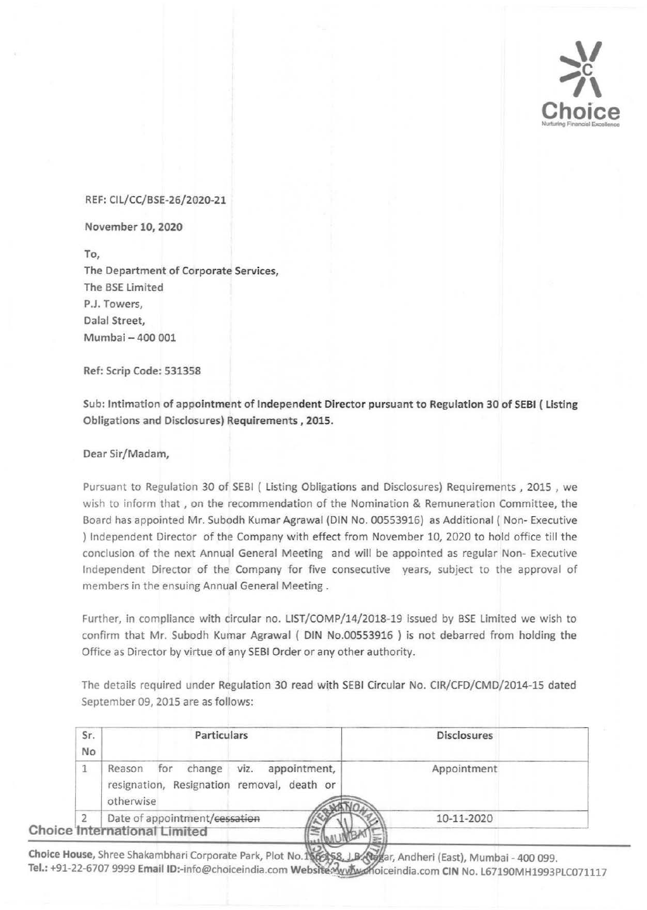REF: CIL/CC/BSE-26/2020-21

**November 10, 2020**

To,
The Department of Corporate Services,
The BSE Limited
P.J. Towers,
Dalal Street,
Mumbai – 400 001

**Ref: Scrip Code: 531358**

**Sub: Intimation of appointment of Independent Director pursuant to Regulation 30 of SEBI ( Listing Obligations and Disclosures) Requirements , 2015.**

Dear Sir/Madam,

Pursuant to Regulation 30 of SEBI ( Listing Obligations and Disclosures) Requirements , 2015 , we wish to inform that , on the recommendation of the Nomination & Remuneration Committee, the Board has appointed Mr. Subodh Kumar Agrawal (DIN No. 00553916) as Additional ( Non- Executive ) Independent Director of the Company with effect from November 10, 2020 to hold office till the conclusion of the next Annual General Meeting and will be appointed as regular Non- Executive Independent Director of the Company for five consecutive years, subject to the approval of members in the ensuing Annual General Meeting .

Further, in compliance with circular no. LIST/COMP/14/2018-19 issued by BSE Limited we wish to confirm that Mr. Subodh Kumar Agrawal ( DIN No.00553916 ) is not debarred from holding the Office as Director by virtue of any SEBI Order or any other authority.

The details required under Regulation 30 read with SEBI Circular No. CIR/CFD/CMD/2014-15 dated September 09, 2015 are as follows:

| Sr. No | Particulars | Disclosures |
|---|---|---|
| 1 | Reason for change viz. appointment, resignation, Resignation removal, death or otherwise | Appointment |
| 2 | Date of appointment/~~cessation~~ | 10-11-2020 |

**Choice International Limited**

**Choice House,** Shree Shakambhari Corporate Park, Plot No.156-158, J.B. Nagar, Andheri (East), Mumbai - 400 099.
**Tel.:** +91-22-6707 9999 **Email ID:**-info@choiceindia.com **Website:** www.choiceindia.com **CIN** No. L67190MH1993PLC071117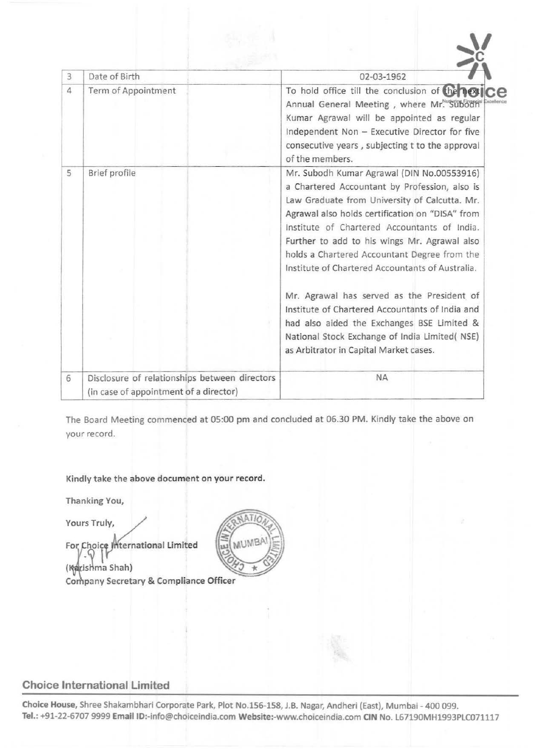| | | |
|---|---|---|
| 3 | Date of Birth | 02-03-1962 |
| 4 | Term of Appointment | To hold office till the conclusion of the next Annual General Meeting , where Mr. Subodh Kumar Agrawal will be appointed as regular Independent Non – Executive Director for five consecutive years , subjecting t to the approval of the members. |
| 5 | Brief profile | Mr. Subodh Kumar Agrawal (DIN No.00553916) a Chartered Accountant by Profession, also is Law Graduate from University of Calcutta. Mr. Agrawal also holds certification on "DISA" from Institute of Chartered Accountants of India. Further to add to his wings Mr. Agrawal also holds a Chartered Accountant Degree from the Institute of Chartered Accountants of Australia.<br><br>Mr. Agrawal has served as the President of Institute of Chartered Accountants of India and had also aided the Exchanges BSE Limited & National Stock Exchange of India Limited( NSE) as Arbitrator in Capital Market cases. |
| 6 | Disclosure of relationships between directors (in case of appointment of a director) | NA |

The Board Meeting commenced at 05:00 pm and concluded at 06.30 PM. Kindly take the above on your record.

**Kindly take the above document on your record.**

**Thanking You,**

**Yours Truly,**

**For Choice International Limited**

**(Karishma Shah)**
**Company Secretary & Compliance Officer**

**Choice International Limited**

**Choice House,** Shree Shakambhari Corporate Park, Plot No.156-158, J.B. Nagar, Andheri (East), Mumbai - 400 099.
**Tel.:** +91-22-6707 9999 **Email ID:**-info@choiceindia.com **Website:**-www.choiceindia.com **CIN** No. L67190MH1993PLC071117